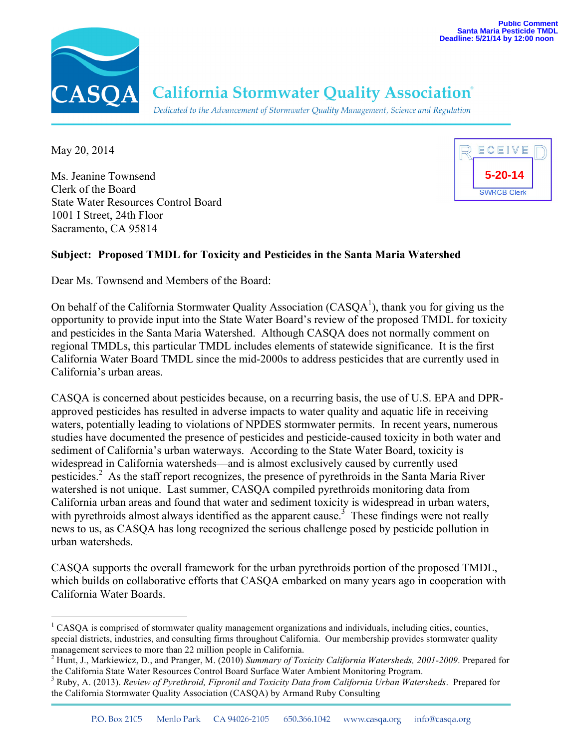Public Comment
Santa Maria Pesticide TMDL
Deadline: 5/21/14 by 12:00 noon

# CASQA California Stormwater Quality Association®

*Dedicated to the Advancement of Stormwater Quality Management, Science and Regulation*

RECEIVED
5-20-14
SWRCB Clerk

May 20, 2014

Ms. Jeanine Townsend
Clerk of the Board
State Water Resources Control Board
1001 I Street, 24th Floor
Sacramento, CA 95814

**Subject: Proposed TMDL for Toxicity and Pesticides in the Santa Maria Watershed**

Dear Ms. Townsend and Members of the Board:

On behalf of the California Stormwater Quality Association (CASQA[1]), thank you for giving us the opportunity to provide input into the State Water Board's review of the proposed TMDL for toxicity and pesticides in the Santa Maria Watershed. Although CASQA does not normally comment on regional TMDLs, this particular TMDL includes elements of statewide significance. It is the first California Water Board TMDL since the mid-2000s to address pesticides that are currently used in California's urban areas.

CASQA is concerned about pesticides because, on a recurring basis, the use of U.S. EPA and DPR-approved pesticides has resulted in adverse impacts to water quality and aquatic life in receiving waters, potentially leading to violations of NPDES stormwater permits. In recent years, numerous studies have documented the presence of pesticides and pesticide-caused toxicity in both water and sediment of California's urban waterways. According to the State Water Board, toxicity is widespread in California watersheds—and is almost exclusively caused by currently used pesticides.[2] As the staff report recognizes, the presence of pyrethroids in the Santa Maria River watershed is not unique. Last summer, CASQA compiled pyrethroids monitoring data from California urban areas and found that water and sediment toxicity is widespread in urban waters, with pyrethroids almost always identified as the apparent cause.[3] These findings were not really news to us, as CASQA has long recognized the serious challenge posed by pesticide pollution in urban watersheds.

CASQA supports the overall framework for the urban pyrethroids portion of the proposed TMDL, which builds on collaborative efforts that CASQA embarked on many years ago in cooperation with California Water Boards.

---

[1] CASQA is comprised of stormwater quality management organizations and individuals, including cities, counties, special districts, industries, and consulting firms throughout California. Our membership provides stormwater quality management services to more than 22 million people in California.

[2] Hunt, J., Markiewicz, D., and Pranger, M. (2010) *Summary of Toxicity California Watersheds, 2001-2009*. Prepared for the California State Water Resources Control Board Surface Water Ambient Monitoring Program.

[3] Ruby, A. (2013). *Review of Pyrethroid, Fipronil and Toxicity Data from California Urban Watersheds*. Prepared for the California Stormwater Quality Association (CASQA) by Armand Ruby Consulting

P.O. Box 2105 Menlo Park CA 94026-2105 650.366.1042 www.casqa.org info@casqa.org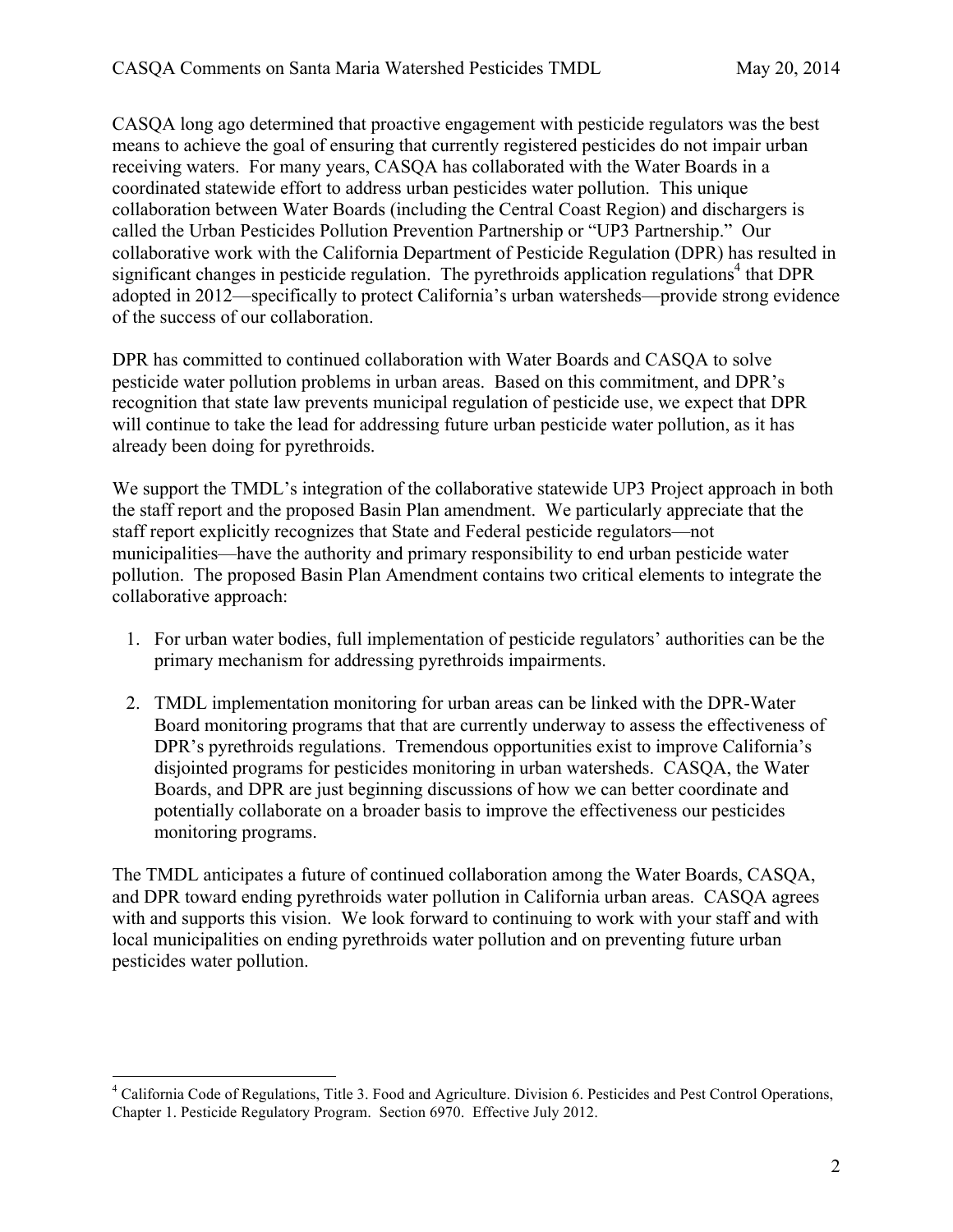CASQA long ago determined that proactive engagement with pesticide regulators was the best means to achieve the goal of ensuring that currently registered pesticides do not impair urban receiving waters. For many years, CASQA has collaborated with the Water Boards in a coordinated statewide effort to address urban pesticides water pollution. This unique collaboration between Water Boards (including the Central Coast Region) and dischargers is called the Urban Pesticides Pollution Prevention Partnership or "UP3 Partnership." Our collaborative work with the California Department of Pesticide Regulation (DPR) has resulted in significant changes in pesticide regulation. The pyrethroids application regulations[4] that DPR adopted in 2012—specifically to protect California's urban watersheds—provide strong evidence of the success of our collaboration.

DPR has committed to continued collaboration with Water Boards and CASQA to solve pesticide water pollution problems in urban areas. Based on this commitment, and DPR's recognition that state law prevents municipal regulation of pesticide use, we expect that DPR will continue to take the lead for addressing future urban pesticide water pollution, as it has already been doing for pyrethroids.

We support the TMDL's integration of the collaborative statewide UP3 Project approach in both the staff report and the proposed Basin Plan amendment. We particularly appreciate that the staff report explicitly recognizes that State and Federal pesticide regulators—not municipalities—have the authority and primary responsibility to end urban pesticide water pollution. The proposed Basin Plan Amendment contains two critical elements to integrate the collaborative approach:

1. For urban water bodies, full implementation of pesticide regulators' authorities can be the primary mechanism for addressing pyrethroids impairments.
2. TMDL implementation monitoring for urban areas can be linked with the DPR-Water Board monitoring programs that that are currently underway to assess the effectiveness of DPR's pyrethroids regulations. Tremendous opportunities exist to improve California's disjointed programs for pesticides monitoring in urban watersheds. CASQA, the Water Boards, and DPR are just beginning discussions of how we can better coordinate and potentially collaborate on a broader basis to improve the effectiveness our pesticides monitoring programs.

The TMDL anticipates a future of continued collaboration among the Water Boards, CASQA, and DPR toward ending pyrethroids water pollution in California urban areas. CASQA agrees with and supports this vision. We look forward to continuing to work with your staff and with local municipalities on ending pyrethroids water pollution and on preventing future urban pesticides water pollution.

[4] California Code of Regulations, Title 3. Food and Agriculture. Division 6. Pesticides and Pest Control Operations, Chapter 1. Pesticide Regulatory Program. Section 6970. Effective July 2012.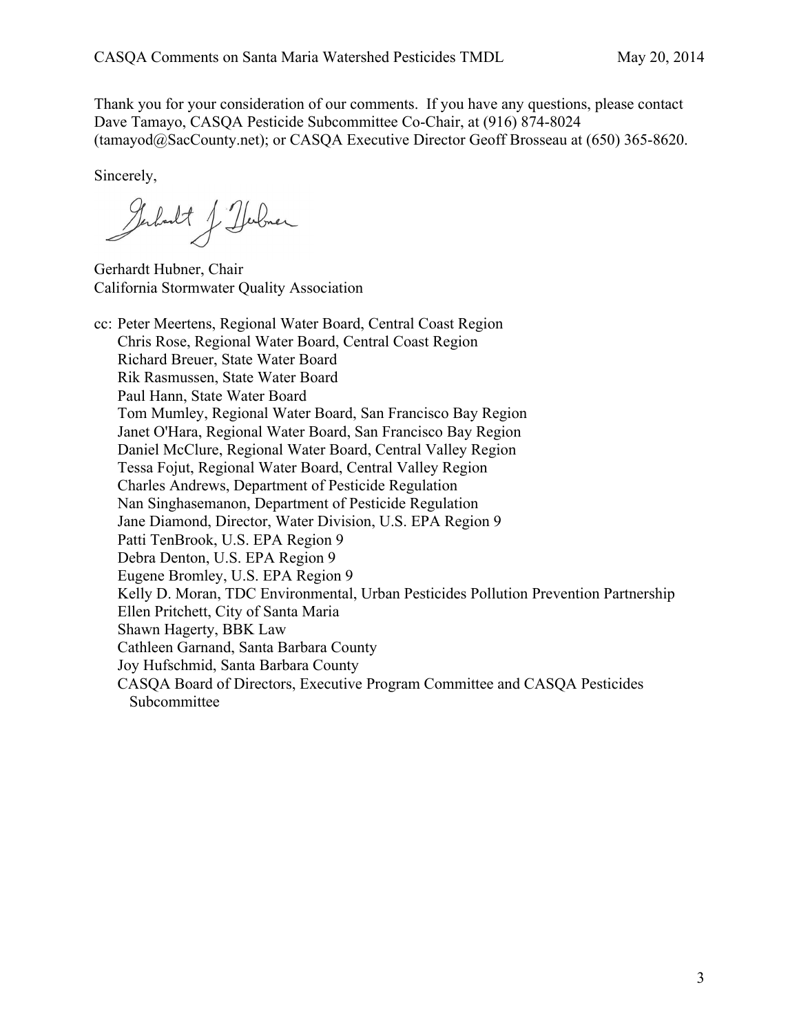Thank you for your consideration of our comments. If you have any questions, please contact Dave Tamayo, CASQA Pesticide Subcommittee Co-Chair, at (916) 874-8024 (tamayod@SacCounty.net); or CASQA Executive Director Geoff Brosseau at (650) 365-8620.

Sincerely,

Gerhardt Hubner, Chair
California Stormwater Quality Association

cc: Peter Meertens, Regional Water Board, Central Coast Region
Chris Rose, Regional Water Board, Central Coast Region
Richard Breuer, State Water Board
Rik Rasmussen, State Water Board
Paul Hann, State Water Board
Tom Mumley, Regional Water Board, San Francisco Bay Region
Janet O'Hara, Regional Water Board, San Francisco Bay Region
Daniel McClure, Regional Water Board, Central Valley Region
Tessa Fojut, Regional Water Board, Central Valley Region
Charles Andrews, Department of Pesticide Regulation
Nan Singhasemanon, Department of Pesticide Regulation
Jane Diamond, Director, Water Division, U.S. EPA Region 9
Patti TenBrook, U.S. EPA Region 9
Debra Denton, U.S. EPA Region 9
Eugene Bromley, U.S. EPA Region 9
Kelly D. Moran, TDC Environmental, Urban Pesticides Pollution Prevention Partnership
Ellen Pritchett, City of Santa Maria
Shawn Hagerty, BBK Law
Cathleen Garnand, Santa Barbara County
Joy Hufschmid, Santa Barbara County
CASQA Board of Directors, Executive Program Committee and CASQA Pesticides Subcommittee